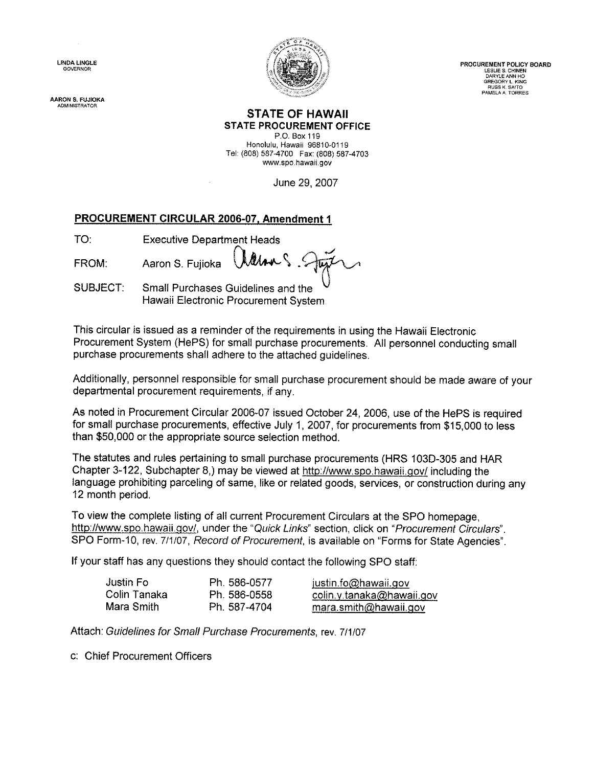LINDA LINGLE
GOVERNOR

AARON S. FUJIOKA
ADMINISTRATOR

PROCUREMENT POLICY BOARD
LESLIE S. CHINEN
DARYLE ANN HO
GREGORY L. KING
RUSS K. SAITO
PAMELA A. TORRES

**STATE OF HAWAII**
**STATE PROCUREMENT OFFICE**
P.O. Box 119
Honolulu, Hawaii 96810-0119
Tel: (808) 587-4700 Fax: (808) 587-4703
www.spo.hawaii.gov

June 29, 2007

**PROCUREMENT CIRCULAR 2006-07, Amendment 1**

TO: Executive Department Heads

FROM: Aaron S. Fujioka

SUBJECT: Small Purchases Guidelines and the Hawaii Electronic Procurement System

This circular is issued as a reminder of the requirements in using the Hawaii Electronic Procurement System (HePS) for small purchase procurements. All personnel conducting small purchase procurements shall adhere to the attached guidelines.

Additionally, personnel responsible for small purchase procurement should be made aware of your departmental procurement requirements, if any.

As noted in Procurement Circular 2006-07 issued October 24, 2006, use of the HePS is required for small purchase procurements, effective July 1, 2007, for procurements from $15,000 to less than $50,000 or the appropriate source selection method.

The statutes and rules pertaining to small purchase procurements (HRS 103D-305 and HAR Chapter 3-122, Subchapter 8,) may be viewed at http://www.spo.hawaii.gov/ including the language prohibiting parceling of same, like or related goods, services, or construction during any 12 month period.

To view the complete listing of all current Procurement Circulars at the SPO homepage, http://www.spo.hawaii.gov/, under the "*Quick Links*" section, click on "*Procurement Circulars*". SPO Form-10, rev. 7/1/07, *Record of Procurement*, is available on "Forms for State Agencies".

If your staff has any questions they should contact the following SPO staff:

| | | |
|---|---|---|
| Justin Fo | Ph. 586-0577 | justin.fo@hawaii.gov |
| Colin Tanaka | Ph. 586-0558 | colin.y.tanaka@hawaii.gov |
| Mara Smith | Ph. 587-4704 | mara.smith@hawaii.gov |

Attach: *Guidelines for Small Purchase Procurements*, rev. 7/1/07

c: Chief Procurement Officers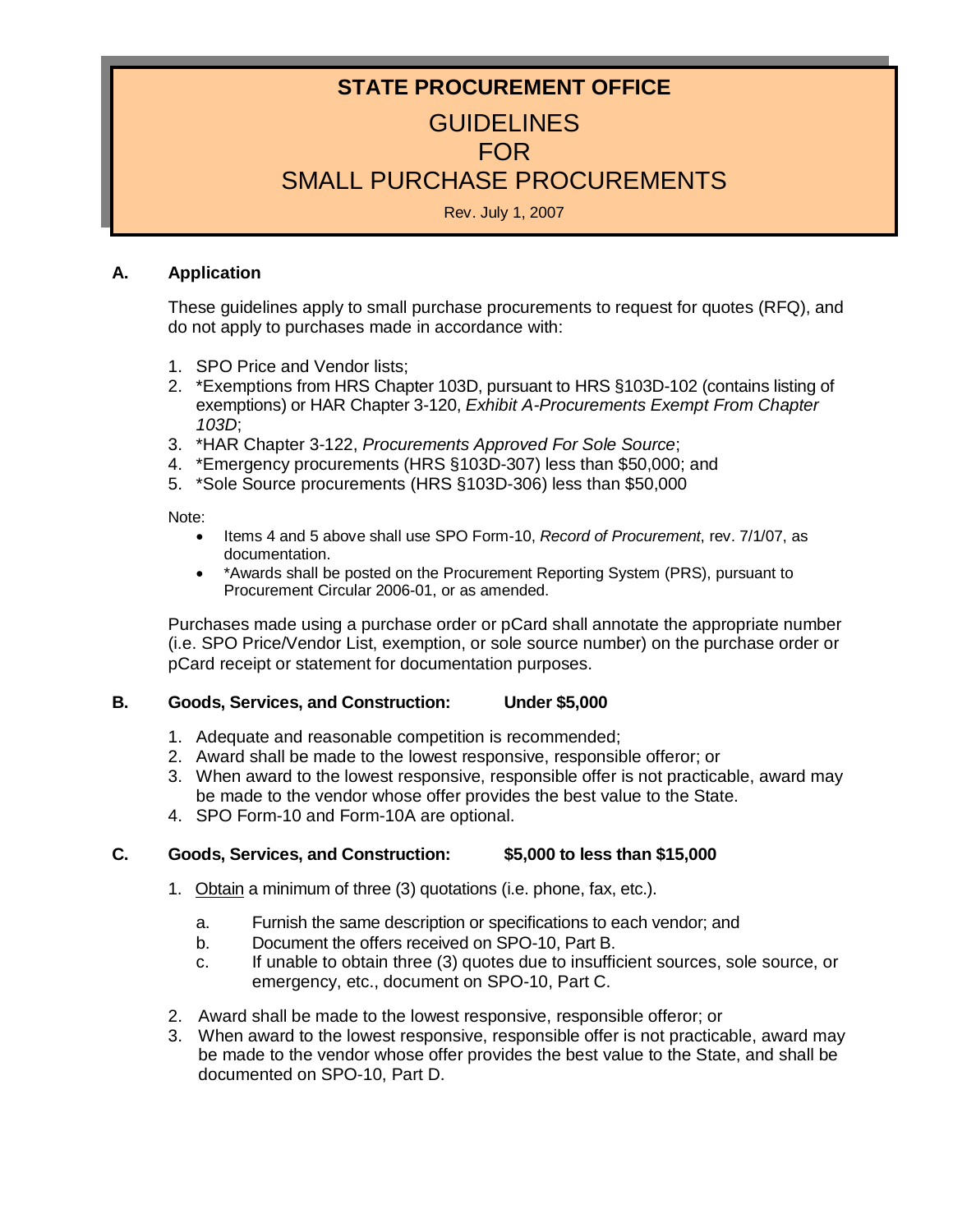# STATE PROCUREMENT OFFICE

## GUIDELINES FOR SMALL PURCHASE PROCUREMENTS

Rev. July 1, 2007

### A. Application

These guidelines apply to small purchase procurements to request for quotes (RFQ), and do not apply to purchases made in accordance with:

1. SPO Price and Vendor lists;
2. *Exemptions from HRS Chapter 103D, pursuant to HRS §103D-102 (contains listing of exemptions) or HAR Chapter 3-120, *Exhibit A-Procurements Exempt From Chapter 103D*;
3. *HAR Chapter 3-122, *Procurements Approved For Sole Source*;
4. *Emergency procurements (HRS §103D-307) less than $50,000; and
5. *Sole Source procurements (HRS §103D-306) less than $50,000

Note:

- Items 4 and 5 above shall use SPO Form-10, *Record of Procurement*, rev. 7/1/07, as documentation.
- *Awards shall be posted on the Procurement Reporting System (PRS), pursuant to Procurement Circular 2006-01, or as amended.

Purchases made using a purchase order or pCard shall annotate the appropriate number (i.e. SPO Price/Vendor List, exemption, or sole source number) on the purchase order or pCard receipt or statement for documentation purposes.

### B. Goods, Services, and Construction: Under $5,000

1. Adequate and reasonable competition is recommended;
2. Award shall be made to the lowest responsive, responsible offeror; or
3. When award to the lowest responsive, responsible offer is not practicable, award may be made to the vendor whose offer provides the best value to the State.
4. SPO Form-10 and Form-10A are optional.

### C. Goods, Services, and Construction: $5,000 to less than $15,000

1. Obtain a minimum of three (3) quotations (i.e. phone, fax, etc.).
   a. Furnish the same description or specifications to each vendor; and
   b. Document the offers received on SPO-10, Part B.
   c. If unable to obtain three (3) quotes due to insufficient sources, sole source, or emergency, etc., document on SPO-10, Part C.
2. Award shall be made to the lowest responsive, responsible offeror; or
3. When award to the lowest responsive, responsible offer is not practicable, award may be made to the vendor whose offer provides the best value to the State, and shall be documented on SPO-10, Part D.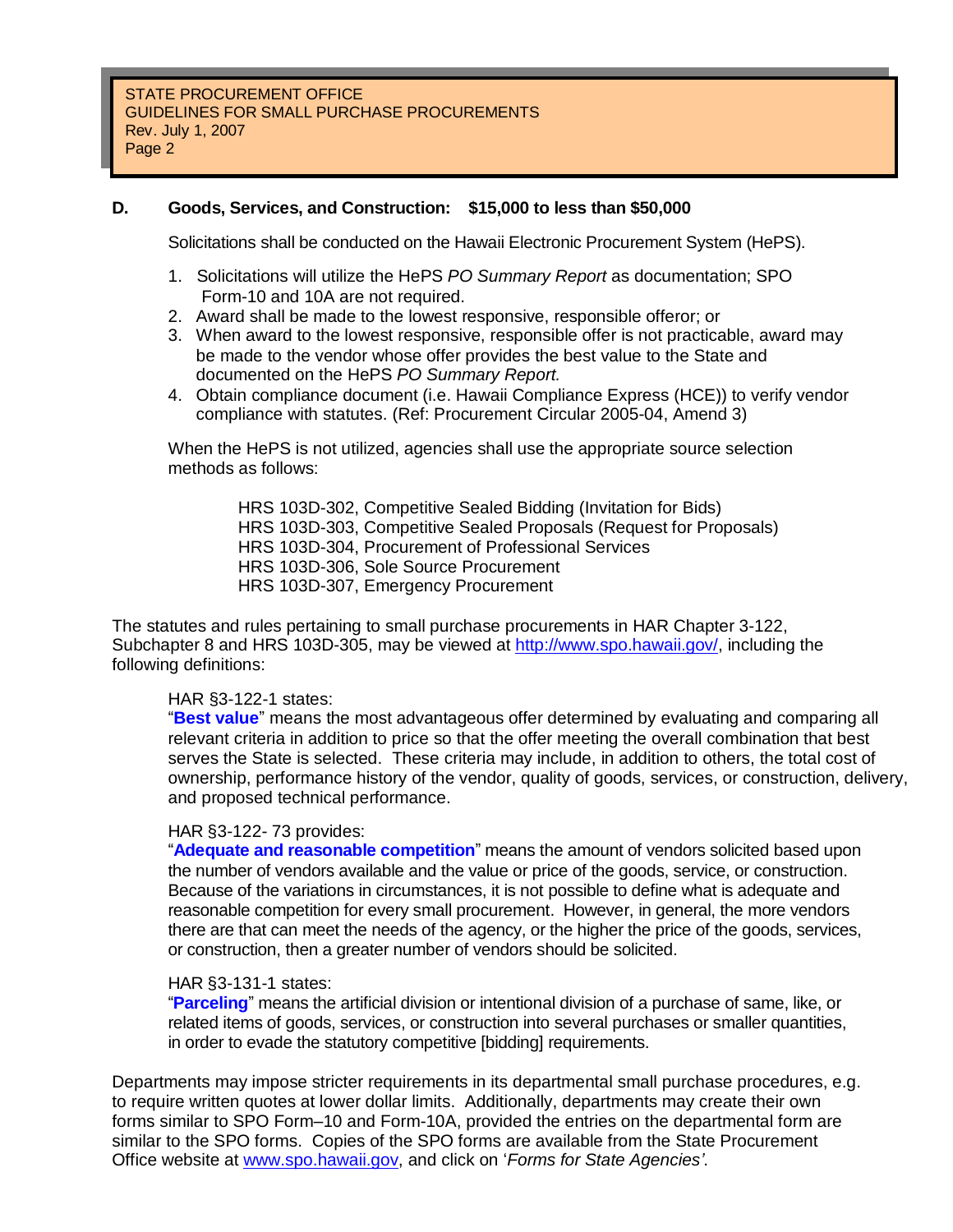**D. Goods, Services, and Construction: $15,000 to less than $50,000**

Solicitations shall be conducted on the Hawaii Electronic Procurement System (HePS).

1. Solicitations will utilize the HePS *PO Summary Report* as documentation; SPO Form-10 and 10A are not required.
2. Award shall be made to the lowest responsive, responsible offeror; or
3. When award to the lowest responsive, responsible offer is not practicable, award may be made to the vendor whose offer provides the best value to the State and documented on the HePS *PO Summary Report.*
4. Obtain compliance document (i.e. Hawaii Compliance Express (HCE)) to verify vendor compliance with statutes. (Ref: Procurement Circular 2005-04, Amend 3)

When the HePS is not utilized, agencies shall use the appropriate source selection methods as follows:

HRS 103D-302, Competitive Sealed Bidding (Invitation for Bids)
HRS 103D-303, Competitive Sealed Proposals (Request for Proposals)
HRS 103D-304, Procurement of Professional Services
HRS 103D-306, Sole Source Procurement
HRS 103D-307, Emergency Procurement

The statutes and rules pertaining to small purchase procurements in HAR Chapter 3-122, Subchapter 8 and HRS 103D-305, may be viewed at http://www.spo.hawaii.gov/, including the following definitions:

HAR §3-122-1 states:
"**Best value**" means the most advantageous offer determined by evaluating and comparing all relevant criteria in addition to price so that the offer meeting the overall combination that best serves the State is selected. These criteria may include, in addition to others, the total cost of ownership, performance history of the vendor, quality of goods, services, or construction, delivery, and proposed technical performance.

HAR §3-122- 73 provides:
"**Adequate and reasonable competition**" means the amount of vendors solicited based upon the number of vendors available and the value or price of the goods, service, or construction. Because of the variations in circumstances, it is not possible to define what is adequate and reasonable competition for every small procurement. However, in general, the more vendors there are that can meet the needs of the agency, or the higher the price of the goods, services, or construction, then a greater number of vendors should be solicited.

HAR §3-131-1 states:
"**Parceling**" means the artificial division or intentional division of a purchase of same, like, or related items of goods, services, or construction into several purchases or smaller quantities, in order to evade the statutory competitive [bidding] requirements.

Departments may impose stricter requirements in its departmental small purchase procedures, e.g. to require written quotes at lower dollar limits. Additionally, departments may create their own forms similar to SPO Form–10 and Form-10A, provided the entries on the departmental form are similar to the SPO forms. Copies of the SPO forms are available from the State Procurement Office website at www.spo.hawaii.gov, and click on '*Forms for State Agencies'*.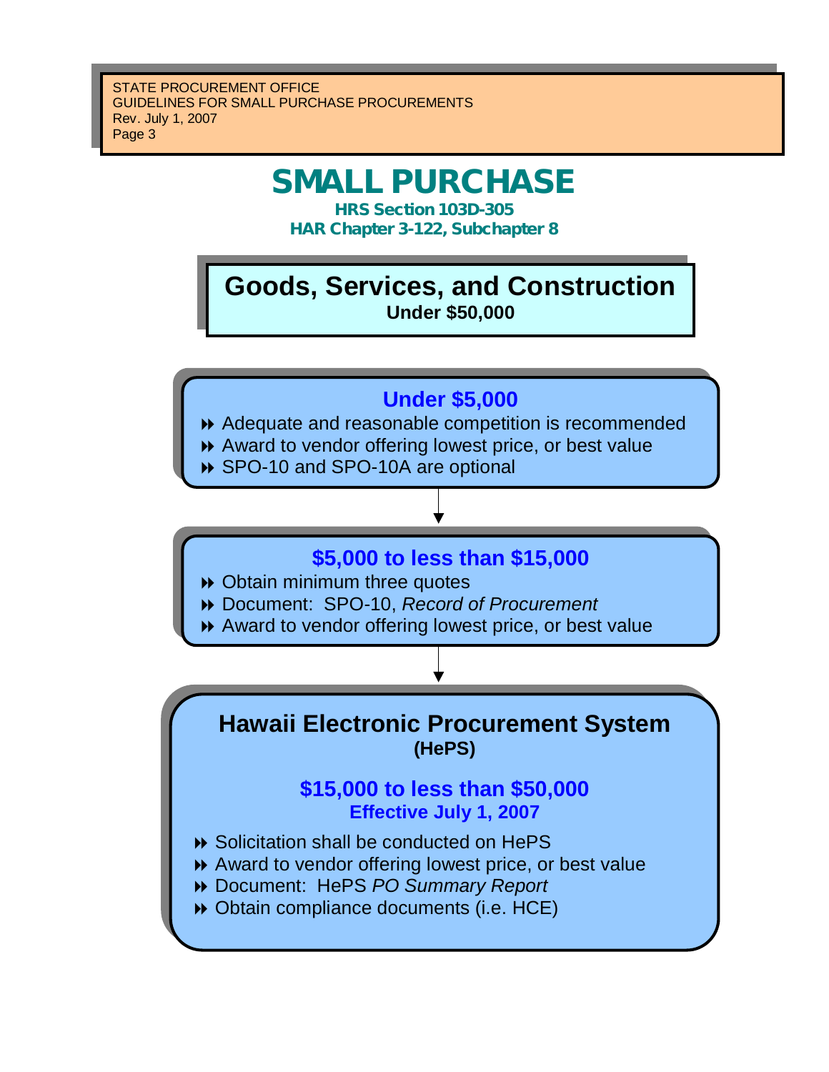# SMALL PURCHASE

**HRS Section 103D-305**
**HAR Chapter 3-122, Subchapter 8**

## Goods, Services, and Construction

**Under $50,000**

### Under $5,000

- Adequate and reasonable competition is recommended
- Award to vendor offering lowest price, or best value
- SPO-10 and SPO-10A are optional

### $5,000 to less than $15,000

- Obtain minimum three quotes
- Document: SPO-10, *Record of Procurement*
- Award to vendor offering lowest price, or best value

### Hawaii Electronic Procurement System

**(HePS)**

**$15,000 to less than $50,000**
**Effective July 1, 2007**

- Solicitation shall be conducted on HePS
- Award to vendor offering lowest price, or best value
- Document: HePS *PO Summary Report*
- Obtain compliance documents (i.e. HCE)